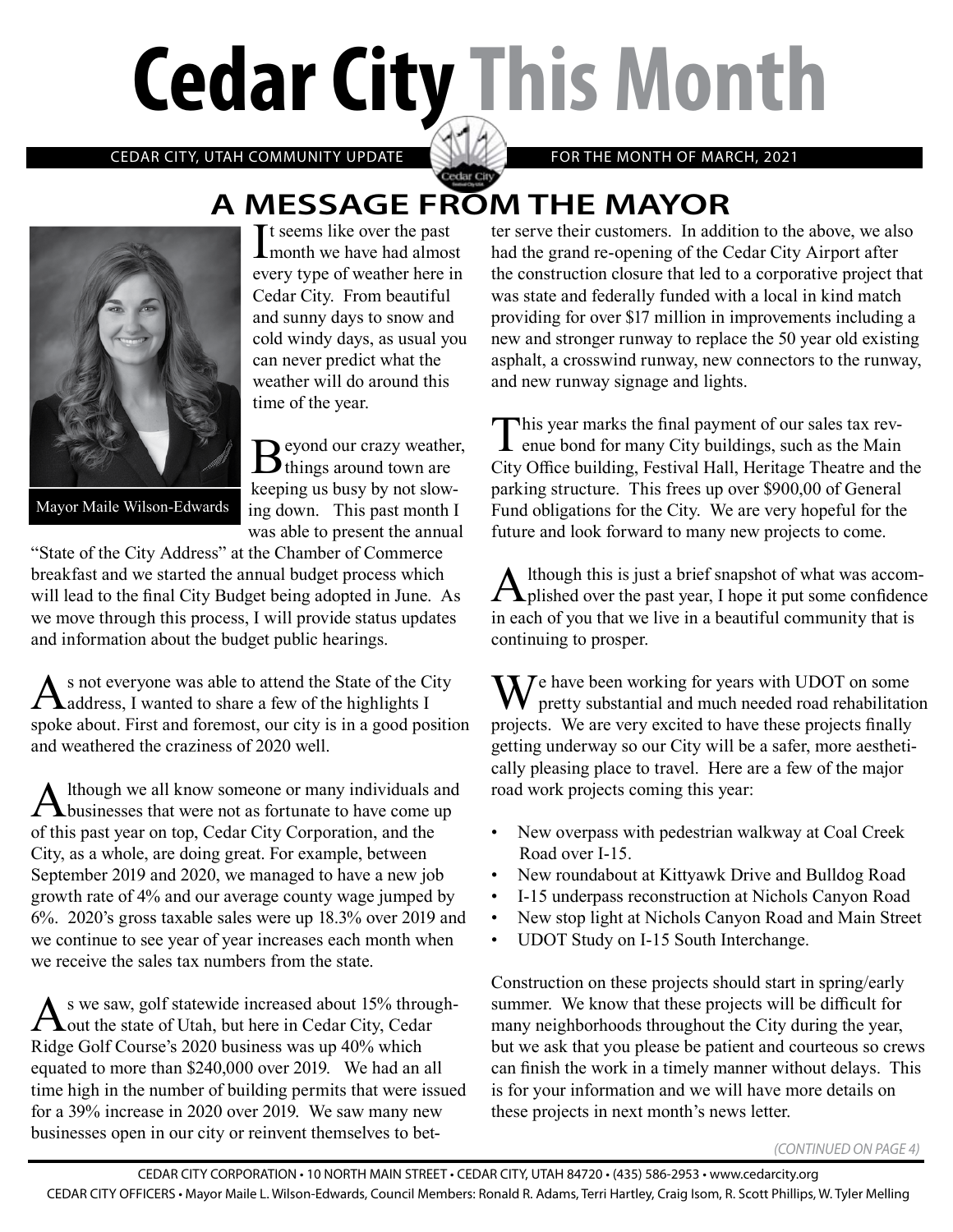# Cedar City This Month

CEDAR CITY, UTAH COMMUNITY UPDATE — FOR THE MONTH OF MARCH, 2021

## A MESSAGE FROM THE MAYOR

Mayor Maile Wilson-Edwards

It seems like over the past month we have had almost every type of weather here in Cedar City. From beautiful and sunny days to snow and cold windy days, as usual you can never predict what the weather will do around this time of the year.

Beyond our crazy weather, things around town are keeping us busy by not slowing down. This past month I was able to present the annual "State of the City Address" at the Chamber of Commerce breakfast and we started the annual budget process which will lead to the final City Budget being adopted in June. As we move through this process, I will provide status updates and information about the budget public hearings.

As not everyone was able to attend the State of the City address, I wanted to share a few of the highlights I spoke about. First and foremost, our city is in a good position and weathered the craziness of 2020 well.

Although we all know someone or many individuals and businesses that were not as fortunate to have come up of this past year on top, Cedar City Corporation, and the City, as a whole, are doing great. For example, between September 2019 and 2020, we managed to have a new job growth rate of 4% and our average county wage jumped by 6%. 2020's gross taxable sales were up 18.3% over 2019 and we continue to see year of year increases each month when we receive the sales tax numbers from the state.

As we saw, golf statewide increased about 15% throughout the state of Utah, but here in Cedar City, Cedar Ridge Golf Course's 2020 business was up 40% which equated to more than $240,000 over 2019. We had an all time high in the number of building permits that were issued for a 39% increase in 2020 over 2019. We saw many new businesses open in our city or reinvent themselves to better serve their customers. In addition to the above, we also had the grand re-opening of the Cedar City Airport after the construction closure that led to a corporative project that was state and federally funded with a local in kind match providing for over $17 million in improvements including a new and stronger runway to replace the 50 year old existing asphalt, a crosswind runway, new connectors to the runway, and new runway signage and lights.

This year marks the final payment of our sales tax revenue bond for many City buildings, such as the Main City Office building, Festival Hall, Heritage Theatre and the parking structure. This frees up over $900,00 of General Fund obligations for the City. We are very hopeful for the future and look forward to many new projects to come.

Although this is just a brief snapshot of what was accomplished over the past year, I hope it put some confidence in each of you that we live in a beautiful community that is continuing to prosper.

We have been working for years with UDOT on some pretty substantial and much needed road rehabilitation projects. We are very excited to have these projects finally getting underway so our City will be a safer, more aesthetically pleasing place to travel. Here are a few of the major road work projects coming this year:

- New overpass with pedestrian walkway at Coal Creek Road over I-15.
- New roundabout at Kittyawk Drive and Bulldog Road
- I-15 underpass reconstruction at Nichols Canyon Road
- New stop light at Nichols Canyon Road and Main Street
- UDOT Study on I-15 South Interchange.

Construction on these projects should start in spring/early summer. We know that these projects will be difficult for many neighborhoods throughout the City during the year, but we ask that you please be patient and courteous so crews can finish the work in a timely manner without delays. This is for your information and we will have more details on these projects in next month's news letter.

*(CONTINUED ON PAGE 4)*

CEDAR CITY CORPORATION • 10 NORTH MAIN STREET • CEDAR CITY, UTAH 84720 • (435) 586-2953 • www.cedarcity.org

CEDAR CITY OFFICERS • Mayor Maile L. Wilson-Edwards, Council Members: Ronald R. Adams, Terri Hartley, Craig Isom, R. Scott Phillips, W. Tyler Melling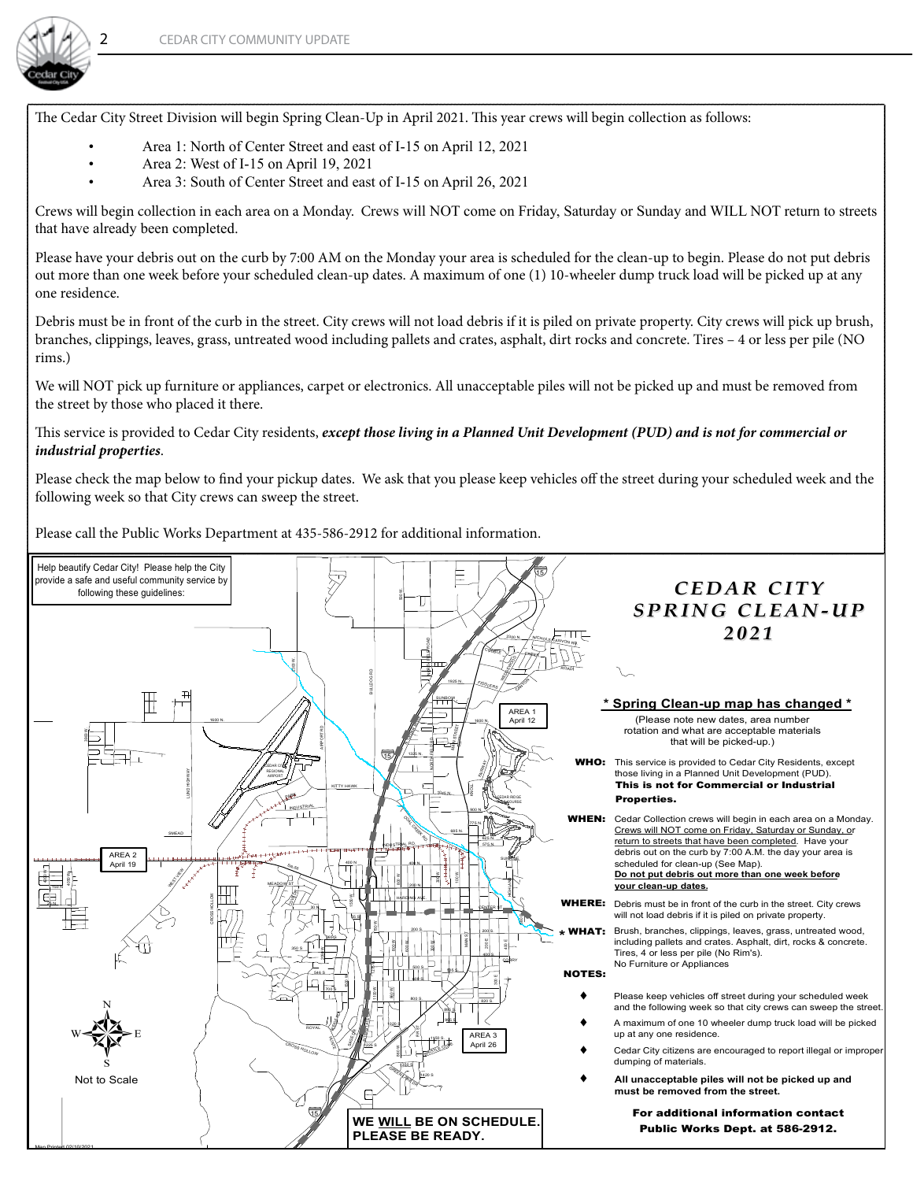The Cedar City Street Division will begin Spring Clean-Up in April 2021. This year crews will begin collection as follows:

- Area 1: North of Center Street and east of I-15 on April 12, 2021
- Area 2: West of I-15 on April 19, 2021
- Area 3: South of Center Street and east of I-15 on April 26, 2021

Crews will begin collection in each area on a Monday. Crews will NOT come on Friday, Saturday or Sunday and WILL NOT return to streets that have already been completed.

Please have your debris out on the curb by 7:00 AM on the Monday your area is scheduled for the clean-up to begin. Please do not put debris out more than one week before your scheduled clean-up dates. A maximum of one (1) 10-wheeler dump truck load will be picked up at any one residence.

Debris must be in front of the curb in the street. City crews will not load debris if it is piled on private property. City crews will pick up brush, branches, clippings, leaves, grass, untreated wood including pallets and crates, asphalt, dirt rocks and concrete. Tires – 4 or less per pile (NO rims.)

We will NOT pick up furniture or appliances, carpet or electronics. All unacceptable piles will not be picked up and must be removed from the street by those who placed it there.

This service is provided to Cedar City residents, ***except those living in a Planned Unit Development (PUD) and is not for commercial or industrial properties***.

Please check the map below to find your pickup dates. We ask that you please keep vehicles off the street during your scheduled week and the following week so that City crews can sweep the street.

Please call the Public Works Department at 435-586-2912 for additional information.

Help beautify Cedar City! Please help the City provide a safe and useful community service by following these guidelines:

## *CEDAR CITY SPRING CLEAN-UP 2021*

**\* Spring Clean-up map has changed \***

(Please note new dates, area number rotation and what are acceptable materials that will be picked-up.)

**WHO:** This service is provided to Cedar City Residents, except those living in a Planned Unit Development (PUD). **This is not for Commercial or Industrial Properties.**

**WHEN:** Cedar Collection crews will begin in each area on a Monday. Crews will NOT come on Friday, Saturday or Sunday, or return to streets that have been completed. Have your debris out on the curb by 7:00 A.M. the day your area is scheduled for clean-up (See Map). **Do not put debris out more than one week before your clean-up dates.**

**WHERE:** Debris must be in front of the curb in the street. City crews will not load debris if it is piled on private property.

**\* WHAT:** Brush, branches, clippings, leaves, grass, untreated wood, including pallets and crates. Asphalt, dirt, rocks & concrete. Tires, 4 or less per pile (No Rim's). No Furniture or Appliances

**NOTES:**

- Please keep vehicles off street during your scheduled week and the following week so that city crews can sweep the street.
- A maximum of one 10 wheeler dump truck load will be picked up at any one residence.
- Cedar City citizens are encouraged to report illegal or improper dumping of materials.
- **All unacceptable piles will not be picked up and must be removed from the street.**

**For additional information contact Public Works Dept. at 586-2912.**

AREA 1 April 12

AREA 2 April 19

AREA 3 April 26

Not to Scale

**WE WILL BE ON SCHEDULE. PLEASE BE READY.**

Map Printed 02/10/2021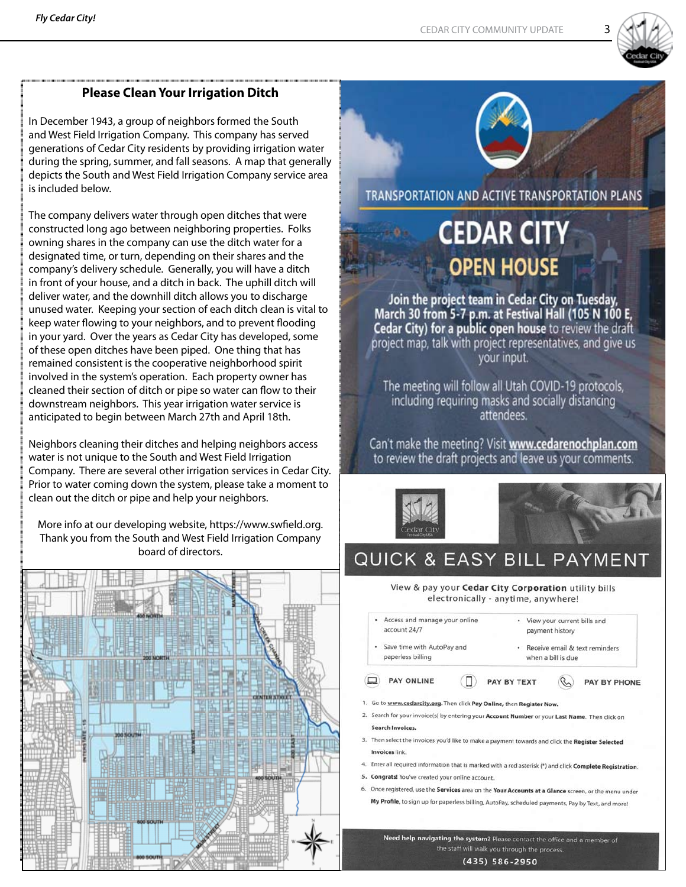## Please Clean Your Irrigation Ditch

In December 1943, a group of neighbors formed the South and West Field Irrigation Company. This company has served generations of Cedar City residents by providing irrigation water during the spring, summer, and fall seasons. A map that generally depicts the South and West Field Irrigation Company service area is included below.

The company delivers water through open ditches that were constructed long ago between neighboring properties. Folks owning shares in the company can use the ditch water for a designated time, or turn, depending on their shares and the company's delivery schedule. Generally, you will have a ditch in front of your house, and a ditch in back. The uphill ditch will deliver water, and the downhill ditch allows you to discharge unused water. Keeping your section of each ditch clean is vital to keep water flowing to your neighbors, and to prevent flooding in your yard. Over the years as Cedar City has developed, some of these open ditches have been piped. One thing that has remained consistent is the cooperative neighborhood spirit involved in the system's operation. Each property owner has cleaned their section of ditch or pipe so water can flow to their downstream neighbors. This year irrigation water service is anticipated to begin between March 27th and April 18th.

Neighbors cleaning their ditches and helping neighbors access water is not unique to the South and West Field Irrigation Company. There are several other irrigation services in Cedar City. Prior to water coming down the system, please take a moment to clean out the ditch or pipe and help your neighbors.

More info at our developing website, https://www.swfield.org. Thank you from the South and West Field Irrigation Company board of directors.

TRANSPORTATION AND ACTIVE TRANSPORTATION PLANS

# CEDAR CITY OPEN HOUSE

**Join the project team in Cedar City on Tuesday, March 30 from 5-7 p.m. at Festival Hall (105 N 100 E, Cedar City) for a public open house** to review the draft project map, talk with project representatives, and give us your input.

The meeting will follow all Utah COVID-19 protocols, including requiring masks and socially distancing attendees.

Can't make the meeting? Visit **www.cedarenochplan.com** to review the draft projects and leave us your comments.

# QUICK & EASY BILL PAYMENT

View & pay your **Cedar City Corporation** utility bills electronically - anytime, anywhere!

- Access and manage your online account 24/7
- View your current bills and payment history
- Save time with AutoPay and paperless billing
- Receive email & text reminders when a bill is due

PAY ONLINE | PAY BY TEXT | PAY BY PHONE

1. Go to **www.cedarcity.org**. Then click **Pay Online,** then **Register Now.**
2. Search for your invoice(s) by entering your **Account Number** or your **Last Name**. Then click on **Search Invoices.**
3. Then select the invoices you'd like to make a payment towards and click the **Register Selected Invoices** link.
4. Enter all required information that is marked with a red asterisk (*) and click **Complete Registration.**
5. **Congrats!** You've created your online account.
6. Once registered, use the **Services** area on the **Your Accounts at a Glance** screen, or the menu under **My Profile**, to sign up for paperless billing, AutoPay, scheduled payments, Pay by Text, and more!

**Need help navigating the system?** Please contact the office and a member of the staff will walk you through the process.

**(435) 586-2950**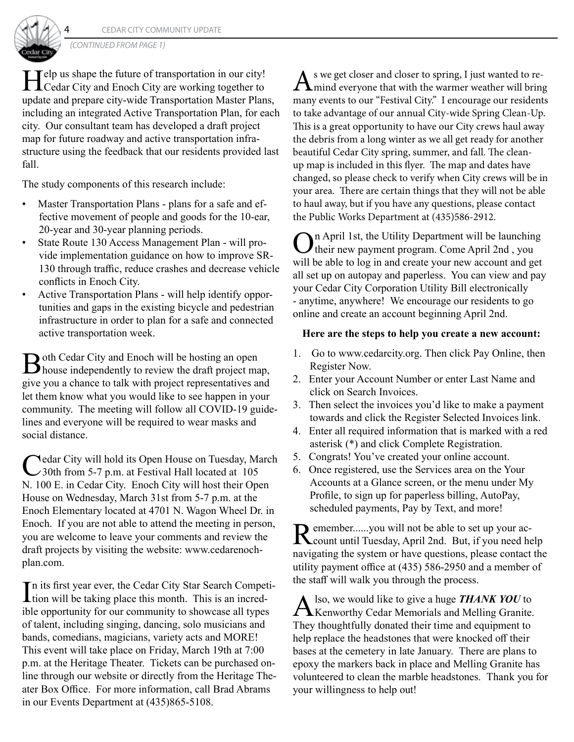*(CONTINUED FROM PAGE 1)*

Help us shape the future of transportation in our city! Cedar City and Enoch City are working together to update and prepare city-wide Transportation Master Plans, including an integrated Active Transportation Plan, for each city. Our consultant team has developed a draft project map for future roadway and active transportation infrastructure using the feedback that our residents provided last fall.

The study components of this research include:

- Master Transportation Plans - plans for a safe and effective movement of people and goods for the 10-ear, 20-year and 30-year planning periods.
- State Route 130 Access Management Plan - will provide implementation guidance on how to improve SR-130 through traffic, reduce crashes and decrease vehicle conflicts in Enoch City.
- Active Transportation Plans - will help identify opportunities and gaps in the existing bicycle and pedestrian infrastructure in order to plan for a safe and connected active transportation week.

Both Cedar City and Enoch will be hosting an open house independently to review the draft project map, give you a chance to talk with project representatives and let them know what you would like to see happen in your community. The meeting will follow all COVID-19 guidelines and everyone will be required to wear masks and social distance.

Cedar City will hold its Open House on Tuesday, March 30th from 5-7 p.m. at Festival Hall located at 105 N. 100 E. in Cedar City. Enoch City will host their Open House on Wednesday, March 31st from 5-7 p.m. at the Enoch Elementary located at 4701 N. Wagon Wheel Dr. in Enoch. If you are not able to attend the meeting in person, you are welcome to leave your comments and review the draft projects by visiting the website: www.cedarenochplan.com.

In its first year ever, the Cedar City Star Search Competition will be taking place this month. This is an incredible opportunity for our community to showcase all types of talent, including singing, dancing, solo musicians and bands, comedians, magicians, variety acts and MORE! This event will take place on Friday, March 19th at 7:00 p.m. at the Heritage Theater. Tickets can be purchased online through our website or directly from the Heritage Theater Box Office. For more information, call Brad Abrams in our Events Department at (435)865-5108.

As we get closer and closer to spring, I just wanted to remind everyone that with the warmer weather will bring many events to our "Festival City." I encourage our residents to take advantage of our annual City-wide Spring Clean-Up. This is a great opportunity to have our City crews haul away the debris from a long winter as we all get ready for another beautiful Cedar City spring, summer, and fall. The clean-up map is included in this flyer. The map and dates have changed, so please check to verify when City crews will be in your area. There are certain things that they will not be able to haul away, but if you have any questions, please contact the Public Works Department at (435)586-2912.

On April 1st, the Utility Department will be launching their new payment program. Come April 2nd , you will be able to log in and create your new account and get all set up on autopay and paperless. You can view and pay your Cedar City Corporation Utility Bill electronically - anytime, anywhere! We encourage our residents to go online and create an account beginning April 2nd.

**Here are the steps to help you create a new account:**

1. Go to www.cedarcity.org. Then click Pay Online, then Register Now.
2. Enter your Account Number or enter Last Name and click on Search Invoices.
3. Then select the invoices you'd like to make a payment towards and click the Register Selected Invoices link.
4. Enter all required information that is marked with a red asterisk (*) and click Complete Registration.
5. Congrats! You've created your online account.
6. Once registered, use the Services area on the Your Accounts at a Glance screen, or the menu under My Profile, to sign up for paperless billing, AutoPay, scheduled payments, Pay by Text, and more!

Remember......you will not be able to set up your account until Tuesday, April 2nd. But, if you need help navigating the system or have questions, please contact the utility payment office at (435) 586-2950 and a member of the staff will walk you through the process.

Also, we would like to give a huge ***THANK YOU*** to Kenworthy Cedar Memorials and Melling Granite. They thoughtfully donated their time and equipment to help replace the headstones that were knocked off their bases at the cemetery in late January. There are plans to epoxy the markers back in place and Melling Granite has volunteered to clean the marble headstones. Thank you for your willingness to help out!